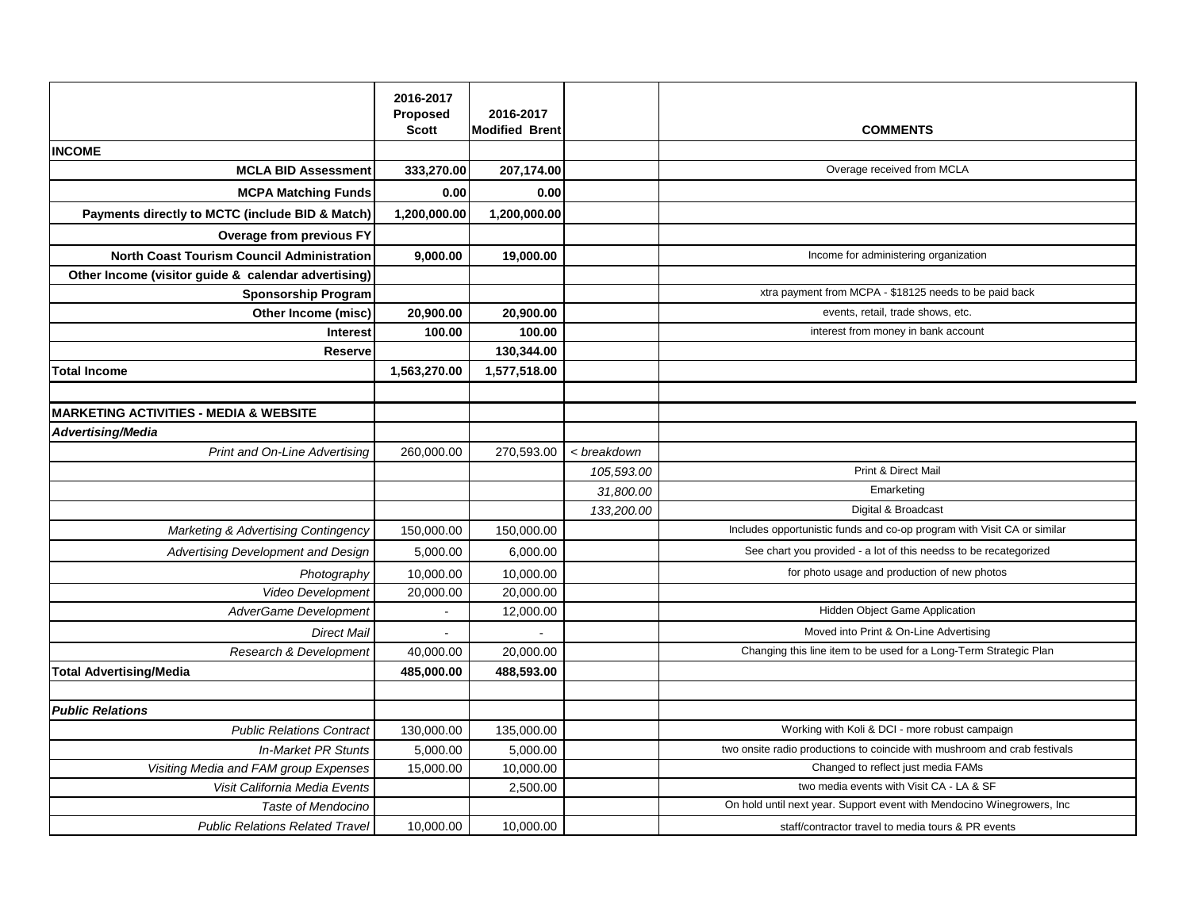| | 2016-2017 Proposed Scott | 2016-2017 Modified Brent | | COMMENTS |
|---|---|---|---|---|
| **INCOME** | | | | |
| **MCLA BID Assessment** | **333,270.00** | **207,174.00** | | Overage received from MCLA |
| **MCPA Matching Funds** | **0.00** | **0.00** | | |
| **Payments directly to MCTC (include BID & Match)** | **1,200,000.00** | **1,200,000.00** | | |
| **Overage from previous FY** | | | | |
| **North Coast Tourism Council Administration** | **9,000.00** | **19,000.00** | | Income for administering organization |
| **Other Income (visitor guide & calendar advertising)** | | | | |
| **Sponsorship Program** | | | | xtra payment from MCPA - $18125 needs to be paid back |
| **Other Income (misc)** | **20,900.00** | **20,900.00** | | events, retail, trade shows, etc. |
| **Interest** | **100.00** | **100.00** | | interest from money in bank account |
| **Reserve** | | **130,344.00** | | |
| **Total Income** | **1,563,270.00** | **1,577,518.00** | | |
| | | | | |
| **MARKETING ACTIVITIES - MEDIA & WEBSITE** | | | | |
| ***Advertising/Media*** | | | | |
| *Print and On-Line Advertising* | 260,000.00 | 270,593.00 | *< breakdown* | |
| | | | *105,593.00* | Print & Direct Mail |
| | | | *31,800.00* | Emarketing |
| | | | *133,200.00* | Digital & Broadcast |
| *Marketing & Advertising Contingency* | 150,000.00 | 150,000.00 | | Includes opportunistic funds and co-op program with Visit CA or similar |
| *Advertising Development and Design* | 5,000.00 | 6,000.00 | | See chart you provided - a lot of this needss to be recategorized |
| *Photography* | 10,000.00 | 10,000.00 | | for photo usage and production of new photos |
| *Video Development* | 20,000.00 | 20,000.00 | | |
| *AdverGame Development* | - | 12,000.00 | | Hidden Object Game Application |
| *Direct Mail* | - | - | | Moved into Print & On-Line Advertising |
| *Research & Development* | 40,000.00 | 20,000.00 | | Changing this line item to be used for a Long-Term Strategic Plan |
| **Total Advertising/Media** | **485,000.00** | **488,593.00** | | |
| | | | | |
| ***Public Relations*** | | | | |
| *Public Relations Contract* | 130,000.00 | 135,000.00 | | Working with Koli & DCI - more robust campaign |
| *In-Market PR Stunts* | 5,000.00 | 5,000.00 | | two onsite radio productions to coincide with mushroom and crab festivals |
| *Visiting Media and FAM group Expenses* | 15,000.00 | 10,000.00 | | Changed to reflect just media FAMs |
| *Visit California Media Events* | | 2,500.00 | | two media events with Visit CA - LA & SF |
| *Taste of Mendocino* | | | | On hold until next year. Support event with Mendocino Winegrowers, Inc |
| *Public Relations Related Travel* | 10,000.00 | 10,000.00 | | staff/contractor travel to media tours & PR events |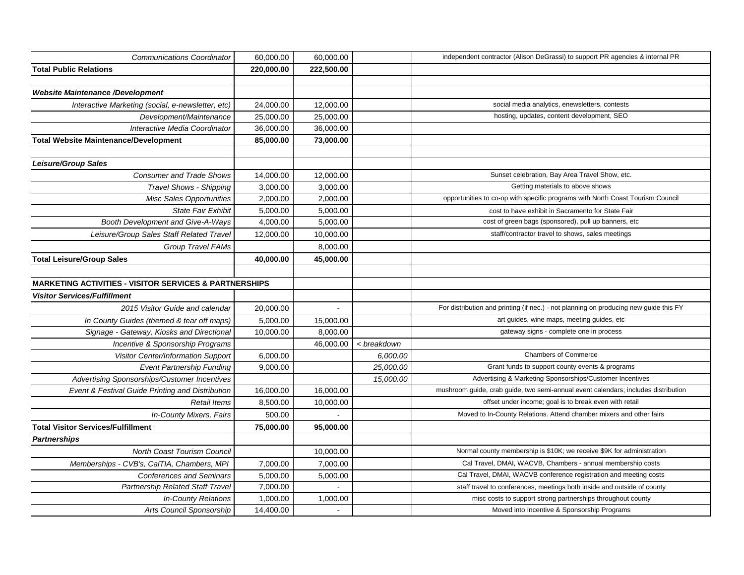| | | | | |
|---|---|---|---|---|
| *Communications Coordinator* | 60,000.00 | 60,000.00 | | independent contractor (Alison DeGrassi) to support PR agencies & internal PR |
| **Total Public Relations** | **220,000.00** | **222,500.00** | | |
| | | | | |
| ***Website Maintenance /Development*** | | | | |
| *Interactive Marketing (social, e-newsletter, etc)* | 24,000.00 | 12,000.00 | | social media analytics, enewsletters, contests |
| *Development/Maintenance* | 25,000.00 | 25,000.00 | | hosting, updates, content development, SEO |
| *Interactive Media Coordinator* | 36,000.00 | 36,000.00 | | |
| **Total Website Maintenance/Development** | **85,000.00** | **73,000.00** | | |
| | | | | |
| ***Leisure/Group Sales*** | | | | |
| *Consumer and Trade Shows* | 14,000.00 | 12,000.00 | | Sunset celebration, Bay Area Travel Show, etc. |
| *Travel Shows - Shipping* | 3,000.00 | 3,000.00 | | Getting materials to above shows |
| *Misc Sales Opportunities* | 2,000.00 | 2,000.00 | | opportunities to co-op with specific programs with North Coast Tourism Council |
| *State Fair Exhibit* | 5,000.00 | 5,000.00 | | cost to have exhibit in Sacramento for State Fair |
| *Booth Development and Give-A-Ways* | 4,000.00 | 5,000.00 | | cost of green bags (sponsored), pull up banners, etc |
| *Leisure/Group Sales Staff Related Travel* | 12,000.00 | 10,000.00 | | staff/contractor travel to shows, sales meetings |
| *Group Travel FAMs* | | 8,000.00 | | |
| **Total Leisure/Group Sales** | **40,000.00** | **45,000.00** | | |
| | | | | |
| **MARKETING ACTIVITIES - VISITOR SERVICES & PARTNERSHIPS** | | | | |
| ***Visitor Services/Fulfillment*** | | | | |
| *2015 Visitor Guide and calendar* | 20,000.00 | - | | For distribution and printing (if nec.) - not planning on producing new guide this FY |
| *In County Guides (themed & tear off maps)* | 5,000.00 | 15,000.00 | | art guides, wine maps, meeting guides, etc |
| *Signage - Gateway, Kiosks and Directional* | 10,000.00 | 8,000.00 | | gateway signs - complete one in process |
| *Incentive & Sponsorship Programs* | | 46,000.00 | *< breakdown* | |
| *Visitor Center/Information Support* | 6,000.00 | | *6,000.00* | Chambers of Commerce |
| *Event Partnership Funding* | 9,000.00 | | *25,000.00* | Grant funds to support county events & programs |
| *Advertising Sponsorships/Customer Incentives* | | | *15,000.00* | Advertising & Marketing Sponsorships/Customer Incentives |
| *Event & Festival Guide Printing and Distribution* | 16,000.00 | 16,000.00 | | mushroom guide, crab guide, two semi-annual event calendars; includes distribution |
| *Retail Items* | 8,500.00 | 10,000.00 | | offset under income; goal is to break even with retail |
| *In-County Mixers, Fairs* | 500.00 | - | | Moved to In-County Relations. Attend chamber mixers and other fairs |
| **Total Visitor Services/Fulfillment** | **75,000.00** | **95,000.00** | | |
| ***Partnerships*** | | | | |
| *North Coast Tourism Council* | | 10,000.00 | | Normal county membership is $10K; we receive $9K for administration |
| *Memberships - CVB's, CalTIA, Chambers, MPI* | 7,000.00 | 7,000.00 | | Cal Travel, DMAI, WACVB, Chambers - annual membership costs |
| *Conferences and Seminars* | 5,000.00 | 5,000.00 | | Cal Travel, DMAI, WACVB conference registration and meeting costs |
| *Partnership Related Staff Travel* | 7,000.00 | - | | staff travel to conferences, meetings both inside and outside of county |
| *In-County Relations* | 1,000.00 | 1,000.00 | | misc costs to support strong partnerships throughout county |
| *Arts Council Sponsorship* | 14,400.00 | - | | Moved into Incentive & Sponsorship Programs |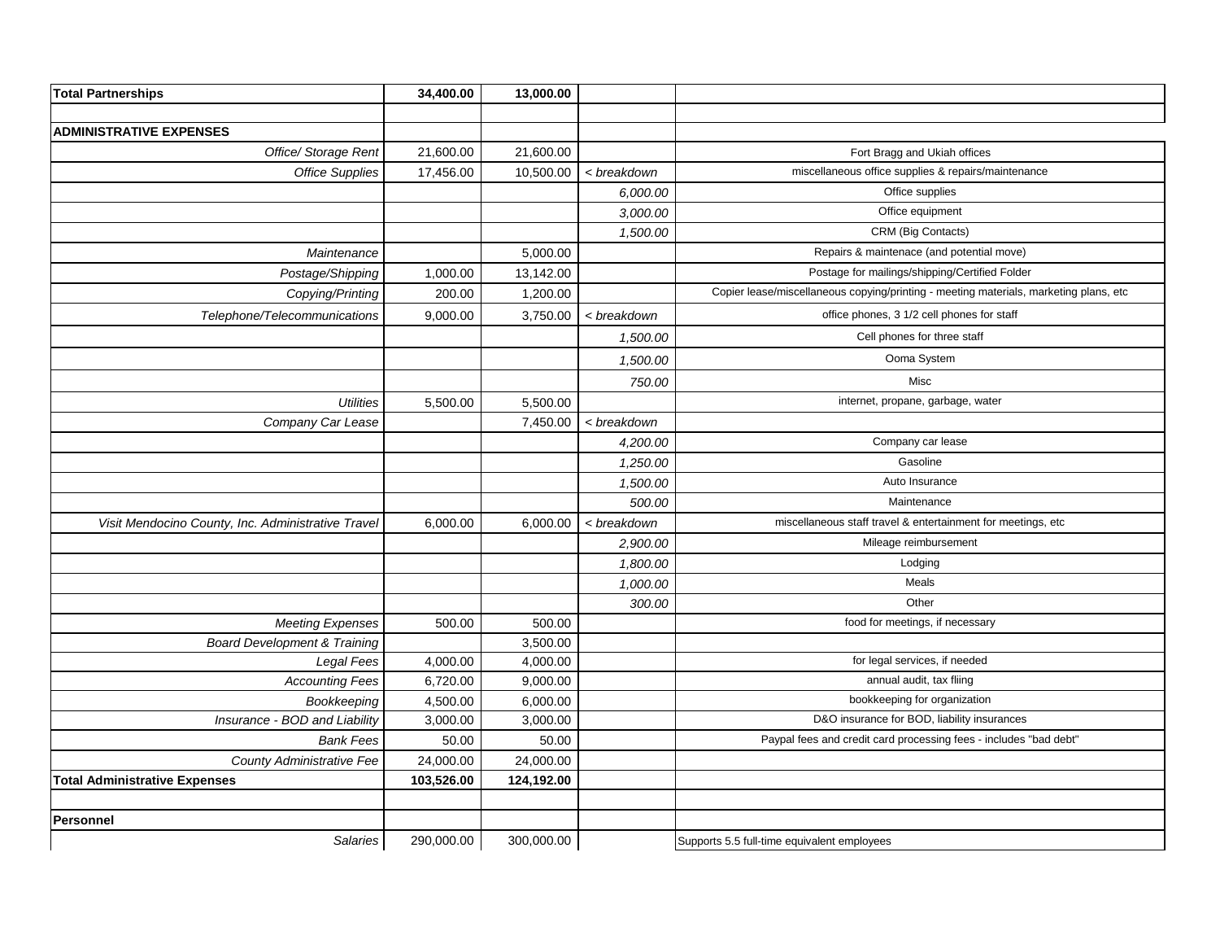| | | | | |
|---|---|---|---|---|
| **Total Partnerships** | **34,400.00** | **13,000.00** | | |
| | | | | |
| **ADMINISTRATIVE EXPENSES** | | | | |
| *Office/ Storage Rent* | 21,600.00 | 21,600.00 | | Fort Bragg and Ukiah offices |
| *Office Supplies* | 17,456.00 | 10,500.00 | *< breakdown* | miscellaneous office supplies & repairs/maintenance |
| | | | *6,000.00* | Office supplies |
| | | | *3,000.00* | Office equipment |
| | | | *1,500.00* | CRM (Big Contacts) |
| *Maintenance* | | 5,000.00 | | Repairs & maintenace (and potential move) |
| *Postage/Shipping* | 1,000.00 | 13,142.00 | | Postage for mailings/shipping/Certified Folder |
| *Copying/Printing* | 200.00 | 1,200.00 | | Copier lease/miscellaneous copying/printing - meeting materials, marketing plans, etc |
| *Telephone/Telecommunications* | 9,000.00 | 3,750.00 | *< breakdown* | office phones, 3 1/2 cell phones for staff |
| | | | *1,500.00* | Cell phones for three staff |
| | | | *1,500.00* | Ooma System |
| | | | *750.00* | Misc |
| *Utilities* | 5,500.00 | 5,500.00 | | internet, propane, garbage, water |
| *Company Car Lease* | | 7,450.00 | *< breakdown* | |
| | | | *4,200.00* | Company car lease |
| | | | *1,250.00* | Gasoline |
| | | | *1,500.00* | Auto Insurance |
| | | | *500.00* | Maintenance |
| *Visit Mendocino County, Inc. Administrative Travel* | 6,000.00 | 6,000.00 | *< breakdown* | miscellaneous staff travel & entertainment for meetings, etc |
| | | | *2,900.00* | Mileage reimbursement |
| | | | *1,800.00* | Lodging |
| | | | *1,000.00* | Meals |
| | | | *300.00* | Other |
| *Meeting Expenses* | 500.00 | 500.00 | | food for meetings, if necessary |
| *Board Development & Training* | | 3,500.00 | | |
| *Legal Fees* | 4,000.00 | 4,000.00 | | for legal services, if needed |
| *Accounting Fees* | 6,720.00 | 9,000.00 | | annual audit, tax fliing |
| *Bookkeeping* | 4,500.00 | 6,000.00 | | bookkeeping for organization |
| *Insurance - BOD and Liability* | 3,000.00 | 3,000.00 | | D&O insurance for BOD, liability insurances |
| *Bank Fees* | 50.00 | 50.00 | | Paypal fees and credit card processing fees - includes "bad debt" |
| *County Administrative Fee* | 24,000.00 | 24,000.00 | | |
| **Total Administrative Expenses** | **103,526.00** | **124,192.00** | | |
| | | | | |
| **Personnel** | | | | |
| *Salaries* | 290,000.00 | 300,000.00 | | Supports 5.5 full-time equivalent employees |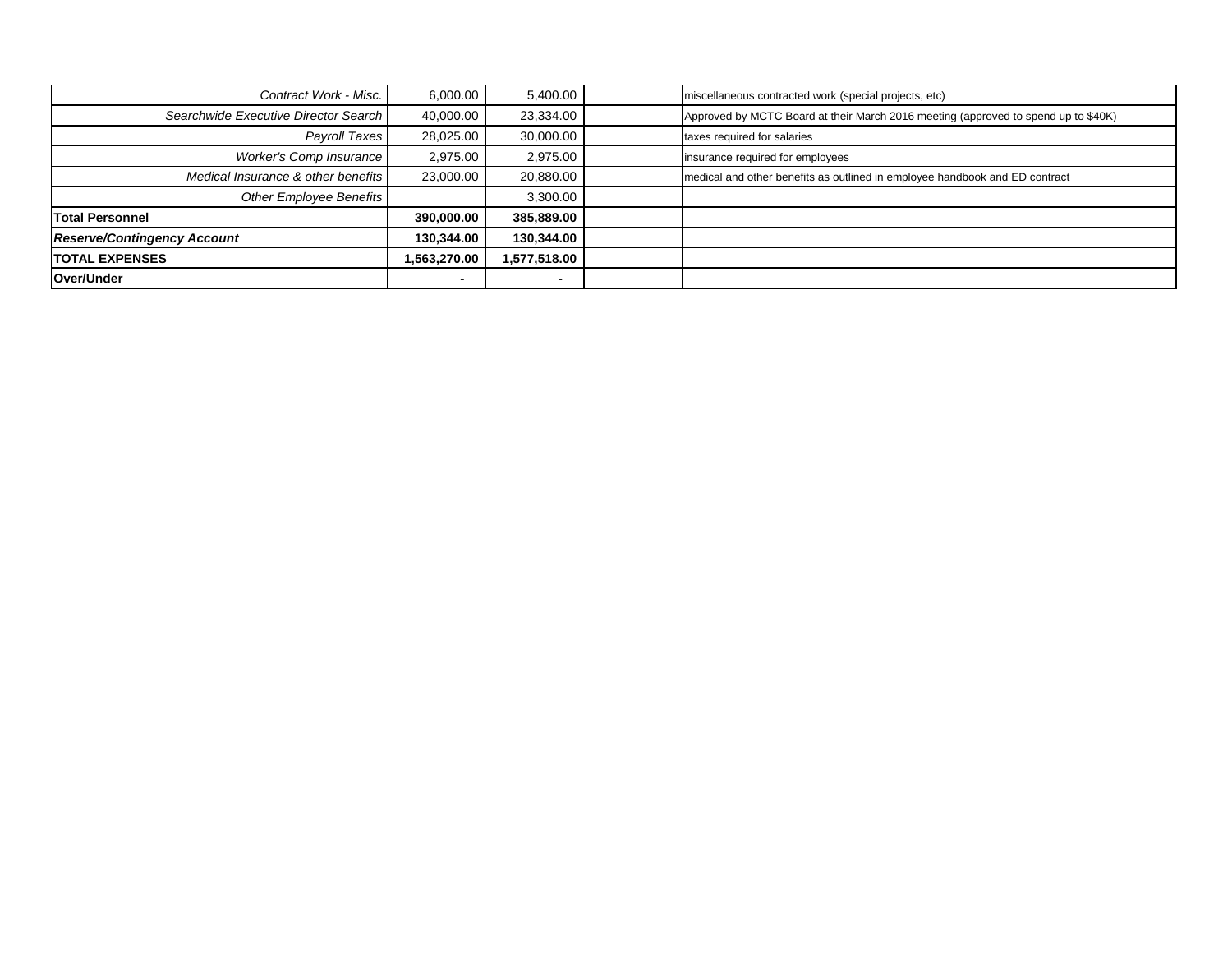| | | | | |
|---|---|---|---|---|
| *Contract Work - Misc.* | 6,000.00 | 5,400.00 | | miscellaneous contracted work (special projects, etc) |
| *Searchwide Executive Director Search* | 40,000.00 | 23,334.00 | | Approved by MCTC Board at their March 2016 meeting (approved to spend up to $40K) |
| *Payroll Taxes* | 28,025.00 | 30,000.00 | | taxes required for salaries |
| *Worker's Comp Insurance* | 2,975.00 | 2,975.00 | | insurance required for employees |
| *Medical Insurance & other benefits* | 23,000.00 | 20,880.00 | | medical and other benefits as outlined in employee handbook and ED contract |
| *Other Employee Benefits* | | 3,300.00 | | |
| **Total Personnel** | **390,000.00** | **385,889.00** | | |
| ***Reserve/Contingency Account*** | **130,344.00** | **130,344.00** | | |
| **TOTAL EXPENSES** | **1,563,270.00** | **1,577,518.00** | | |
| **Over/Under** | **-** | **-** | | |